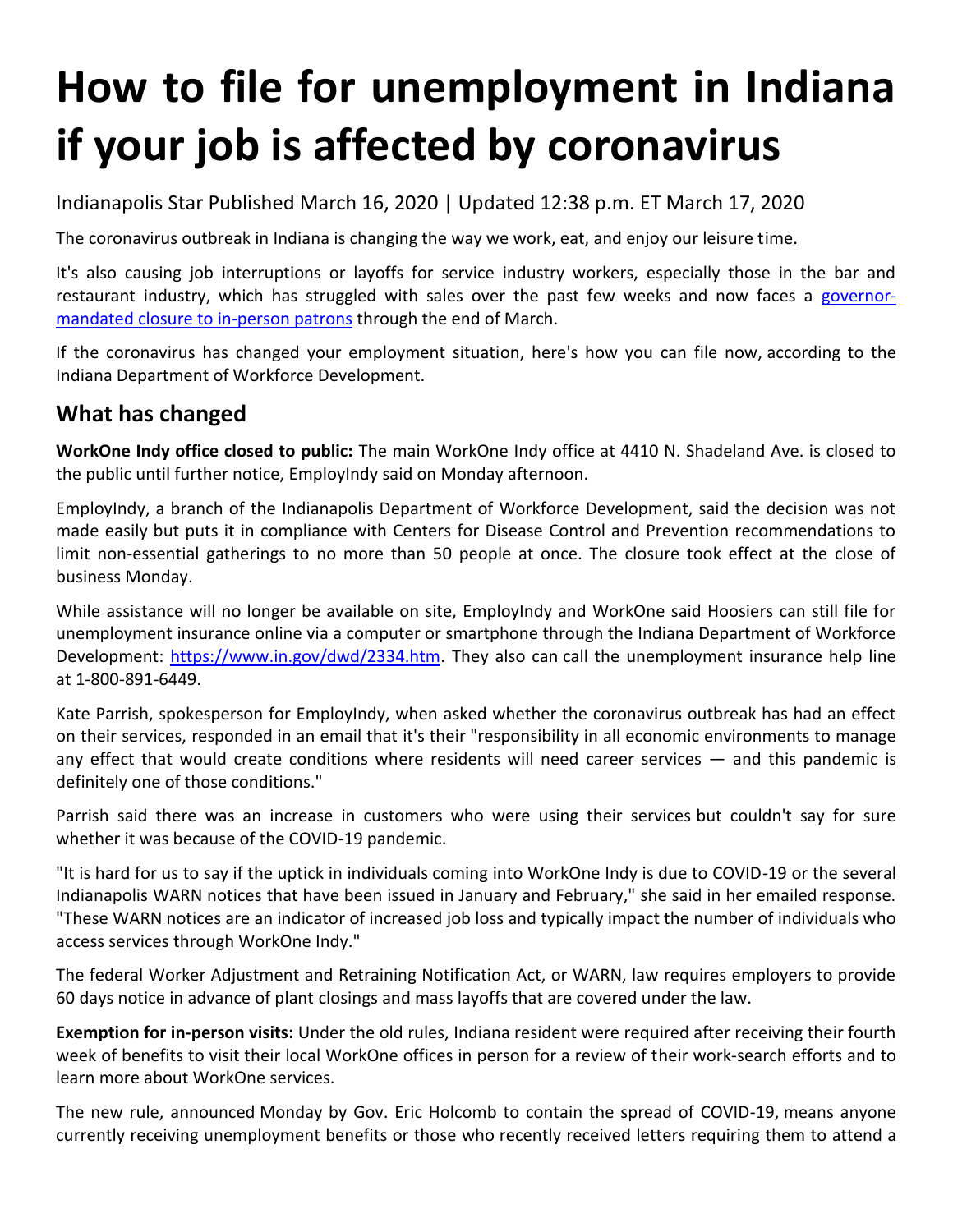# How to file for unemployment in Indiana if your job is affected by coronavirus

Indianapolis Star Published March 16, 2020 | Updated 12:38 p.m. ET March 17, 2020

The coronavirus outbreak in Indiana is changing the way we work, eat, and enjoy our leisure time.

It's also causing job interruptions or layoffs for service industry workers, especially those in the bar and restaurant industry, which has struggled with sales over the past few weeks and now faces a [governor-mandated closure to in-person patrons](governor-mandated closure to in-person patrons) through the end of March.

If the coronavirus has changed your employment situation, here's how you can file now, according to the Indiana Department of Workforce Development.

## What has changed

**WorkOne Indy office closed to public:** The main WorkOne Indy office at 4410 N. Shadeland Ave. is closed to the public until further notice, EmployIndy said on Monday afternoon.

EmployIndy, a branch of the Indianapolis Department of Workforce Development, said the decision was not made easily but puts it in compliance with Centers for Disease Control and Prevention recommendations to limit non-essential gatherings to no more than 50 people at once. The closure took effect at the close of business Monday.

While assistance will no longer be available on site, EmployIndy and WorkOne said Hoosiers can still file for unemployment insurance online via a computer or smartphone through the Indiana Department of Workforce Development: [https://www.in.gov/dwd/2334.htm](https://www.in.gov/dwd/2334.htm). They also can call the unemployment insurance help line at 1-800-891-6449.

Kate Parrish, spokesperson for EmployIndy, when asked whether the coronavirus outbreak has had an effect on their services, responded in an email that it's their "responsibility in all economic environments to manage any effect that would create conditions where residents will need career services — and this pandemic is definitely one of those conditions."

Parrish said there was an increase in customers who were using their services but couldn't say for sure whether it was because of the COVID-19 pandemic.

"It is hard for us to say if the uptick in individuals coming into WorkOne Indy is due to COVID-19 or the several Indianapolis WARN notices that have been issued in January and February," she said in her emailed response. "These WARN notices are an indicator of increased job loss and typically impact the number of individuals who access services through WorkOne Indy."

The federal Worker Adjustment and Retraining Notification Act, or WARN, law requires employers to provide 60 days notice in advance of plant closings and mass layoffs that are covered under the law.

**Exemption for in-person visits:** Under the old rules, Indiana resident were required after receiving their fourth week of benefits to visit their local WorkOne offices in person for a review of their work-search efforts and to learn more about WorkOne services.

The new rule, announced Monday by Gov. Eric Holcomb to contain the spread of COVID-19, means anyone currently receiving unemployment benefits or those who recently received letters requiring them to attend a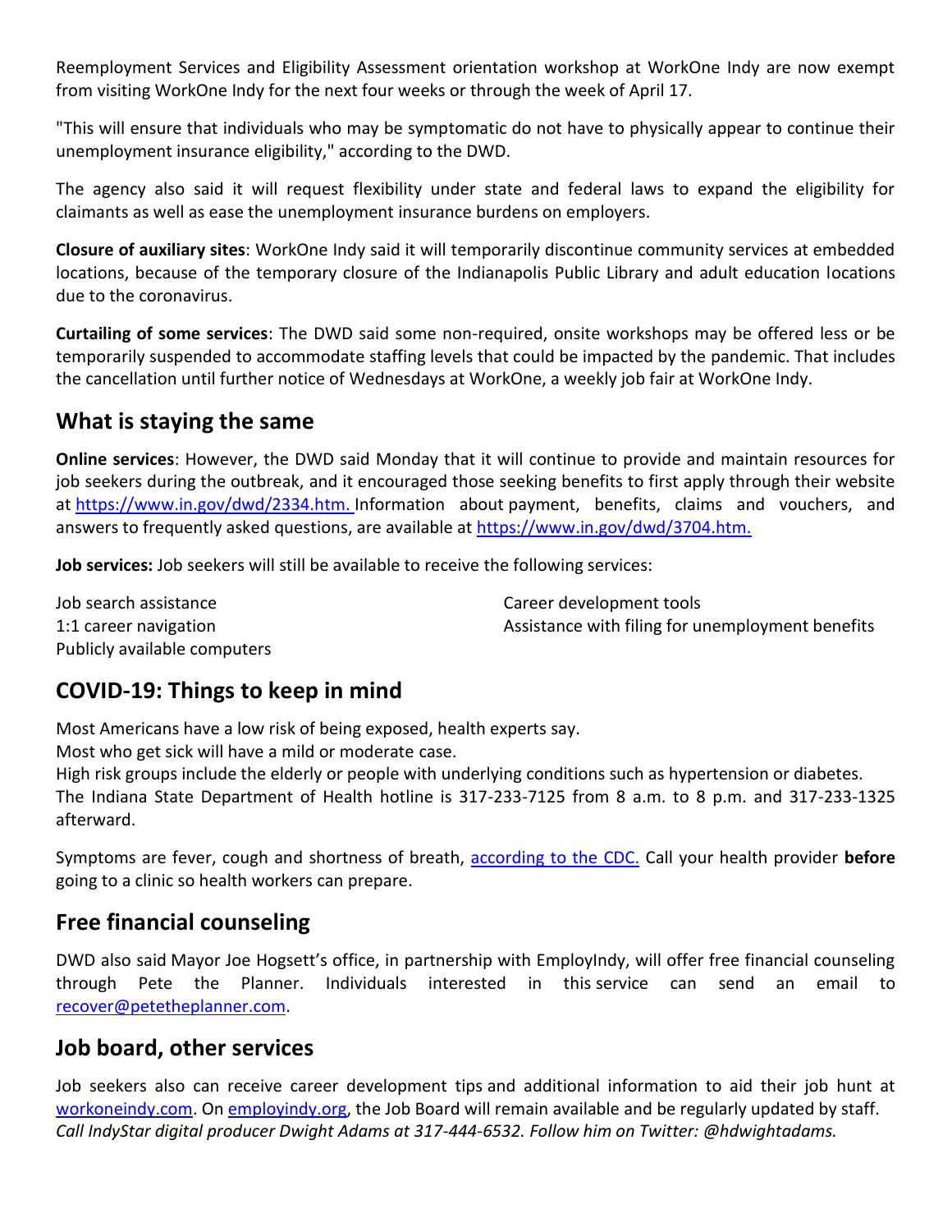Reemployment Services and Eligibility Assessment orientation workshop at WorkOne Indy are now exempt from visiting WorkOne Indy for the next four weeks or through the week of April 17.

"This will ensure that individuals who may be symptomatic do not have to physically appear to continue their unemployment insurance eligibility," according to the DWD.

The agency also said it will request flexibility under state and federal laws to expand the eligibility for claimants as well as ease the unemployment insurance burdens on employers.

**Closure of auxiliary sites**: WorkOne Indy said it will temporarily discontinue community services at embedded locations, because of the temporary closure of the Indianapolis Public Library and adult education locations due to the coronavirus.

**Curtailing of some services**: The DWD said some non-required, onsite workshops may be offered less or be temporarily suspended to accommodate staffing levels that could be impacted by the pandemic. That includes the cancellation until further notice of Wednesdays at WorkOne, a weekly job fair at WorkOne Indy.

## What is staying the same

**Online services**: However, the DWD said Monday that it will continue to provide and maintain resources for job seekers during the outbreak, and it encouraged those seeking benefits to first apply through their website at https://www.in.gov/dwd/2334.htm. Information about payment, benefits, claims and vouchers, and answers to frequently asked questions, are available at https://www.in.gov/dwd/3704.htm.

**Job services:** Job seekers will still be available to receive the following services:

Job search assistance
1:1 career navigation
Publicly available computers
Career development tools
Assistance with filing for unemployment benefits

## COVID-19: Things to keep in mind

Most Americans have a low risk of being exposed, health experts say.
Most who get sick will have a mild or moderate case.
High risk groups include the elderly or people with underlying conditions such as hypertension or diabetes.
The Indiana State Department of Health hotline is 317-233-7125 from 8 a.m. to 8 p.m. and 317-233-1325 afterward.

Symptoms are fever, cough and shortness of breath, according to the CDC. Call your health provider **before** going to a clinic so health workers can prepare.

## Free financial counseling

DWD also said Mayor Joe Hogsett's office, in partnership with EmployIndy, will offer free financial counseling through Pete the Planner. Individuals interested in this service can send an email to recover@petetheplanner.com.

## Job board, other services

Job seekers also can receive career development tips and additional information to aid their job hunt at workoneindy.com. On employindy.org, the Job Board will remain available and be regularly updated by staff.
*Call IndyStar digital producer Dwight Adams at 317-444-6532. Follow him on Twitter: @hdwightadams.*